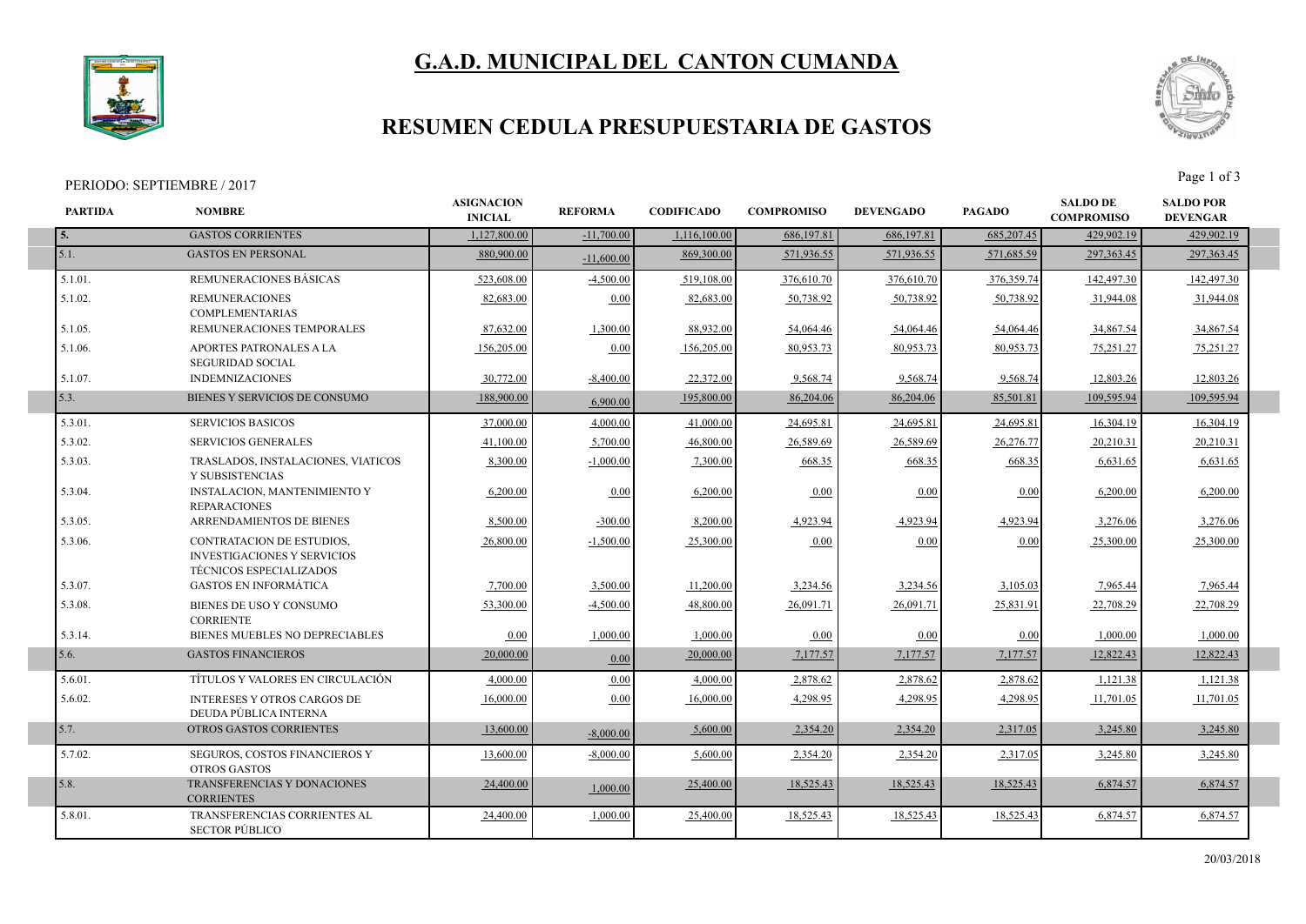# G.A.D. MUNICIPAL DEL CANTON CUMANDA

## RESUMEN CEDULA PRESUPUESTARIA DE GASTOS

PERIODO: SEPTIEMBRE / 2017

| PARTIDA | NOMBRE | ASIGNACION INICIAL | REFORMA | CODIFICADO | COMPROMISO | DEVENGADO | PAGADO | SALDO DE COMPROMISO | SALDO POR DEVENGAR |
|---|---|---|---|---|---|---|---|---|---|
| 5. | GASTOS CORRIENTES | 1,127,800.00 | -11,700.00 | 1,116,100.00 | 686,197.81 | 686,197.81 | 685,207.45 | 429,902.19 | 429,902.19 |
| 5.1. | GASTOS EN PERSONAL | 880,900.00 | -11,600.00 | 869,300.00 | 571,936.55 | 571,936.55 | 571,685.59 | 297,363.45 | 297,363.45 |
| 5.1.01. | REMUNERACIONES BÁSICAS | 523,608.00 | -4,500.00 | 519,108.00 | 376,610.70 | 376,610.70 | 376,359.74 | 142,497.30 | 142,497.30 |
| 5.1.02. | REMUNERACIONES COMPLEMENTARIAS | 82,683.00 | 0.00 | 82,683.00 | 50,738.92 | 50,738.92 | 50,738.92 | 31,944.08 | 31,944.08 |
| 5.1.05. | REMUNERACIONES TEMPORALES | 87,632.00 | 1,300.00 | 88,932.00 | 54,064.46 | 54,064.46 | 54,064.46 | 34,867.54 | 34,867.54 |
| 5.1.06. | APORTES PATRONALES A LA SEGURIDAD SOCIAL | 156,205.00 | 0.00 | 156,205.00 | 80,953.73 | 80,953.73 | 80,953.73 | 75,251.27 | 75,251.27 |
| 5.1.07. | INDEMNIZACIONES | 30,772.00 | -8,400.00 | 22,372.00 | 9,568.74 | 9,568.74 | 9,568.74 | 12,803.26 | 12,803.26 |
| 5.3. | BIENES Y SERVICIOS DE CONSUMO | 188,900.00 | 6,900.00 | 195,800.00 | 86,204.06 | 86,204.06 | 85,501.81 | 109,595.94 | 109,595.94 |
| 5.3.01. | SERVICIOS BASICOS | 37,000.00 | 4,000.00 | 41,000.00 | 24,695.81 | 24,695.81 | 24,695.81 | 16,304.19 | 16,304.19 |
| 5.3.02. | SERVICIOS GENERALES | 41,100.00 | 5,700.00 | 46,800.00 | 26,589.69 | 26,589.69 | 26,276.77 | 20,210.31 | 20,210.31 |
| 5.3.03. | TRASLADOS, INSTALACIONES, VIATICOS Y SUBSISTENCIAS | 8,300.00 | -1,000.00 | 7,300.00 | 668.35 | 668.35 | 668.35 | 6,631.65 | 6,631.65 |
| 5.3.04. | INSTALACION, MANTENIMIENTO Y REPARACIONES | 6,200.00 | 0.00 | 6,200.00 | 0.00 | 0.00 | 0.00 | 6,200.00 | 6,200.00 |
| 5.3.05. | ARRENDAMIENTOS DE BIENES | 8,500.00 | -300.00 | 8,200.00 | 4,923.94 | 4,923.94 | 4,923.94 | 3,276.06 | 3,276.06 |
| 5.3.06. | CONTRATACION DE ESTUDIOS, INVESTIGACIONES Y SERVICIOS TÉCNICOS ESPECIALIZADOS | 26,800.00 | -1,500.00 | 25,300.00 | 0.00 | 0.00 | 0.00 | 25,300.00 | 25,300.00 |
| 5.3.07. | GASTOS EN INFORMÁTICA | 7,700.00 | 3,500.00 | 11,200.00 | 3,234.56 | 3,234.56 | 3,105.03 | 7,965.44 | 7,965.44 |
| 5.3.08. | BIENES DE USO Y CONSUMO CORRIENTE | 53,300.00 | -4,500.00 | 48,800.00 | 26,091.71 | 26,091.71 | 25,831.91 | 22,708.29 | 22,708.29 |
| 5.3.14. | BIENES MUEBLES NO DEPRECIABLES | 0.00 | 1,000.00 | 1,000.00 | 0.00 | 0.00 | 0.00 | 1,000.00 | 1,000.00 |
| 5.6. | GASTOS FINANCIEROS | 20,000.00 | 0.00 | 20,000.00 | 7,177.57 | 7,177.57 | 7,177.57 | 12,822.43 | 12,822.43 |
| 5.6.01. | TÍTULOS Y VALORES EN CIRCULACIÓN | 4,000.00 | 0.00 | 4,000.00 | 2,878.62 | 2,878.62 | 2,878.62 | 1,121.38 | 1,121.38 |
| 5.6.02. | INTERESES Y OTROS CARGOS DE DEUDA PÚBLICA INTERNA | 16,000.00 | 0.00 | 16,000.00 | 4,298.95 | 4,298.95 | 4,298.95 | 11,701.05 | 11,701.05 |
| 5.7. | OTROS GASTOS CORRIENTES | 13,600.00 | -8,000.00 | 5,600.00 | 2,354.20 | 2,354.20 | 2,317.05 | 3,245.80 | 3,245.80 |
| 5.7.02. | SEGUROS, COSTOS FINANCIEROS Y OTROS GASTOS | 13,600.00 | -8,000.00 | 5,600.00 | 2,354.20 | 2,354.20 | 2,317.05 | 3,245.80 | 3,245.80 |
| 5.8. | TRANSFERENCIAS Y DONACIONES CORRIENTES | 24,400.00 | 1,000.00 | 25,400.00 | 18,525.43 | 18,525.43 | 18,525.43 | 6,874.57 | 6,874.57 |
| 5.8.01. | TRANSFERENCIAS CORRIENTES AL SECTOR PÚBLICO | 24,400.00 | 1,000.00 | 25,400.00 | 18,525.43 | 18,525.43 | 18,525.43 | 6,874.57 | 6,874.57 |

20/03/2018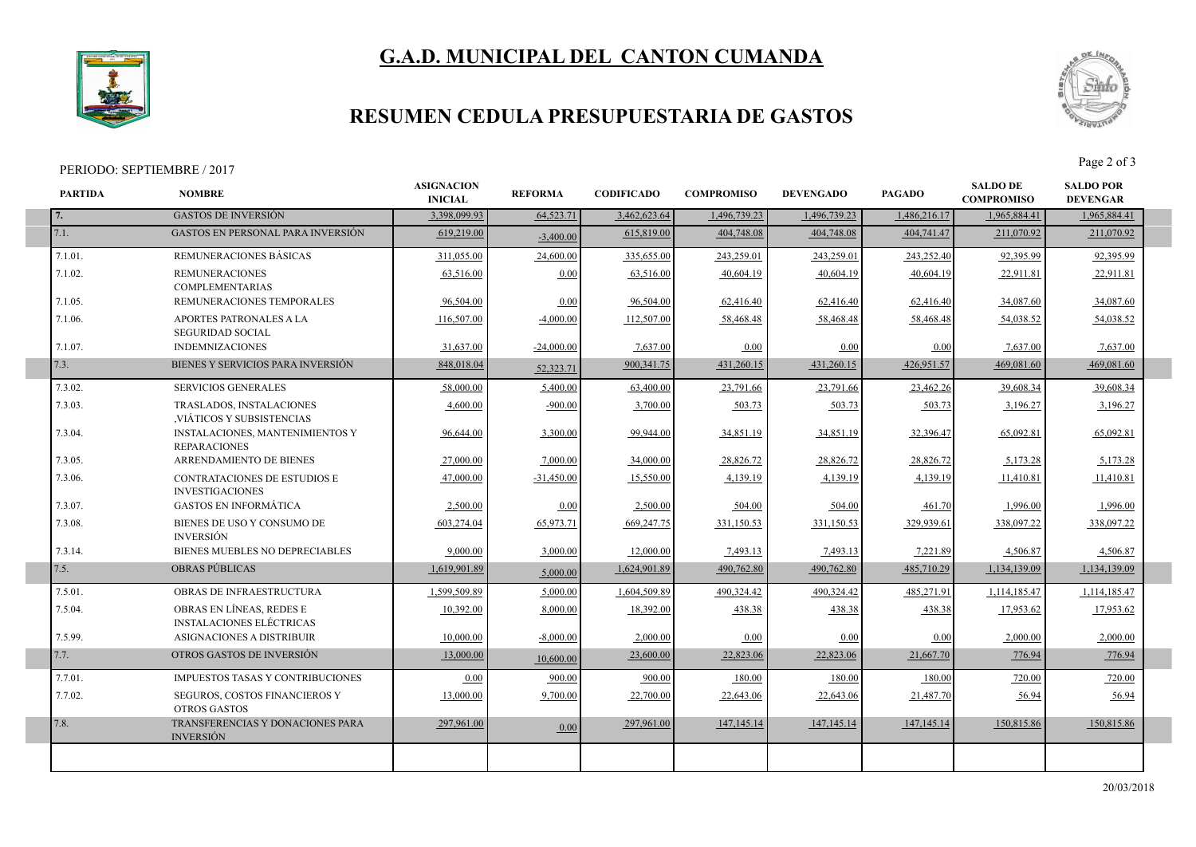# G.A.D. MUNICIPAL DEL CANTON CUMANDA

## RESUMEN CEDULA PRESUPUESTARIA DE GASTOS

PERIODO: SEPTIEMBRE / 2017

| PARTIDA | NOMBRE | ASIGNACION INICIAL | REFORMA | CODIFICADO | COMPROMISO | DEVENGADO | PAGADO | SALDO DE COMPROMISO | SALDO POR DEVENGAR |
|---|---|---|---|---|---|---|---|---|---|
| 7. | GASTOS DE INVERSIÓN | 3,398,099.93 | 64,523.71 | 3,462,623.64 | 1,496,739.23 | 1,496,739.23 | 1,486,216.17 | 1,965,884.41 | 1,965,884.41 |
| 7.1. | GASTOS EN PERSONAL PARA INVERSIÓN | 619,219.00 | -3,400.00 | 615,819.00 | 404,748.08 | 404,748.08 | 404,741.47 | 211,070.92 | 211,070.92 |
| 7.1.01. | REMUNERACIONES BÁSICAS | 311,055.00 | 24,600.00 | 335,655.00 | 243,259.01 | 243,259.01 | 243,252.40 | 92,395.99 | 92,395.99 |
| 7.1.02. | REMUNERACIONES COMPLEMENTARIAS | 63,516.00 | 0.00 | 63,516.00 | 40,604.19 | 40,604.19 | 40,604.19 | 22,911.81 | 22,911.81 |
| 7.1.05. | REMUNERACIONES TEMPORALES | 96,504.00 | 0.00 | 96,504.00 | 62,416.40 | 62,416.40 | 62,416.40 | 34,087.60 | 34,087.60 |
| 7.1.06. | APORTES PATRONALES A LA SEGURIDAD SOCIAL | 116,507.00 | -4,000.00 | 112,507.00 | 58,468.48 | 58,468.48 | 58,468.48 | 54,038.52 | 54,038.52 |
| 7.1.07. | INDEMNIZACIONES | 31,637.00 | -24,000.00 | 7,637.00 | 0.00 | 0.00 | 0.00 | 7,637.00 | 7,637.00 |
| 7.3. | BIENES Y SERVICIOS PARA INVERSIÓN | 848,018.04 | 52,323.71 | 900,341.75 | 431,260.15 | 431,260.15 | 426,951.57 | 469,081.60 | 469,081.60 |
| 7.3.02. | SERVICIOS GENERALES | 58,000.00 | 5,400.00 | 63,400.00 | 23,791.66 | 23,791.66 | 23,462.26 | 39,608.34 | 39,608.34 |
| 7.3.03. | TRASLADOS, INSTALACIONES ,VIÁTICOS Y SUBSISTENCIAS | 4,600.00 | -900.00 | 3,700.00 | 503.73 | 503.73 | 503.73 | 3,196.27 | 3,196.27 |
| 7.3.04. | INSTALACIONES, MANTENIMIENTOS Y REPARACIONES | 96,644.00 | 3,300.00 | 99,944.00 | 34,851.19 | 34,851.19 | 32,396.47 | 65,092.81 | 65,092.81 |
| 7.3.05. | ARRENDAMIENTO DE BIENES | 27,000.00 | 7,000.00 | 34,000.00 | 28,826.72 | 28,826.72 | 28,826.72 | 5,173.28 | 5,173.28 |
| 7.3.06. | CONTRATACIONES DE ESTUDIOS E INVESTIGACIONES | 47,000.00 | -31,450.00 | 15,550.00 | 4,139.19 | 4,139.19 | 4,139.19 | 11,410.81 | 11,410.81 |
| 7.3.07. | GASTOS EN INFORMÁTICA | 2,500.00 | 0.00 | 2,500.00 | 504.00 | 504.00 | 461.70 | 1,996.00 | 1,996.00 |
| 7.3.08. | BIENES DE USO Y CONSUMO DE INVERSIÓN | 603,274.04 | 65,973.71 | 669,247.75 | 331,150.53 | 331,150.53 | 329,939.61 | 338,097.22 | 338,097.22 |
| 7.3.14. | BIENES MUEBLES NO DEPRECIABLES | 9,000.00 | 3,000.00 | 12,000.00 | 7,493.13 | 7,493.13 | 7,221.89 | 4,506.87 | 4,506.87 |
| 7.5. | OBRAS PÚBLICAS | 1,619,901.89 | 5,000.00 | 1,624,901.89 | 490,762.80 | 490,762.80 | 485,710.29 | 1,134,139.09 | 1,134,139.09 |
| 7.5.01. | OBRAS DE INFRAESTRUCTURA | 1,599,509.89 | 5,000.00 | 1,604,509.89 | 490,324.42 | 490,324.42 | 485,271.91 | 1,114,185.47 | 1,114,185.47 |
| 7.5.04. | OBRAS EN LÍNEAS, REDES E INSTALACIONES ELÉCTRICAS | 10,392.00 | 8,000.00 | 18,392.00 | 438.38 | 438.38 | 438.38 | 17,953.62 | 17,953.62 |
| 7.5.99. | ASIGNACIONES A DISTRIBUIR | 10,000.00 | -8,000.00 | 2,000.00 | 0.00 | 0.00 | 0.00 | 2,000.00 | 2,000.00 |
| 7.7. | OTROS GASTOS DE INVERSIÓN | 13,000.00 | 10,600.00 | 23,600.00 | 22,823.06 | 22,823.06 | 21,667.70 | 776.94 | 776.94 |
| 7.7.01. | IMPUESTOS TASAS Y CONTRIBUCIONES | 0.00 | 900.00 | 900.00 | 180.00 | 180.00 | 180.00 | 720.00 | 720.00 |
| 7.7.02. | SEGUROS, COSTOS FINANCIEROS Y OTROS GASTOS | 13,000.00 | 9,700.00 | 22,700.00 | 22,643.06 | 22,643.06 | 21,487.70 | 56.94 | 56.94 |
| 7.8. | TRANSFERENCIAS Y DONACIONES PARA INVERSIÓN | 297,961.00 | 0.00 | 297,961.00 | 147,145.14 | 147,145.14 | 147,145.14 | 150,815.86 | 150,815.86 |

20/03/2018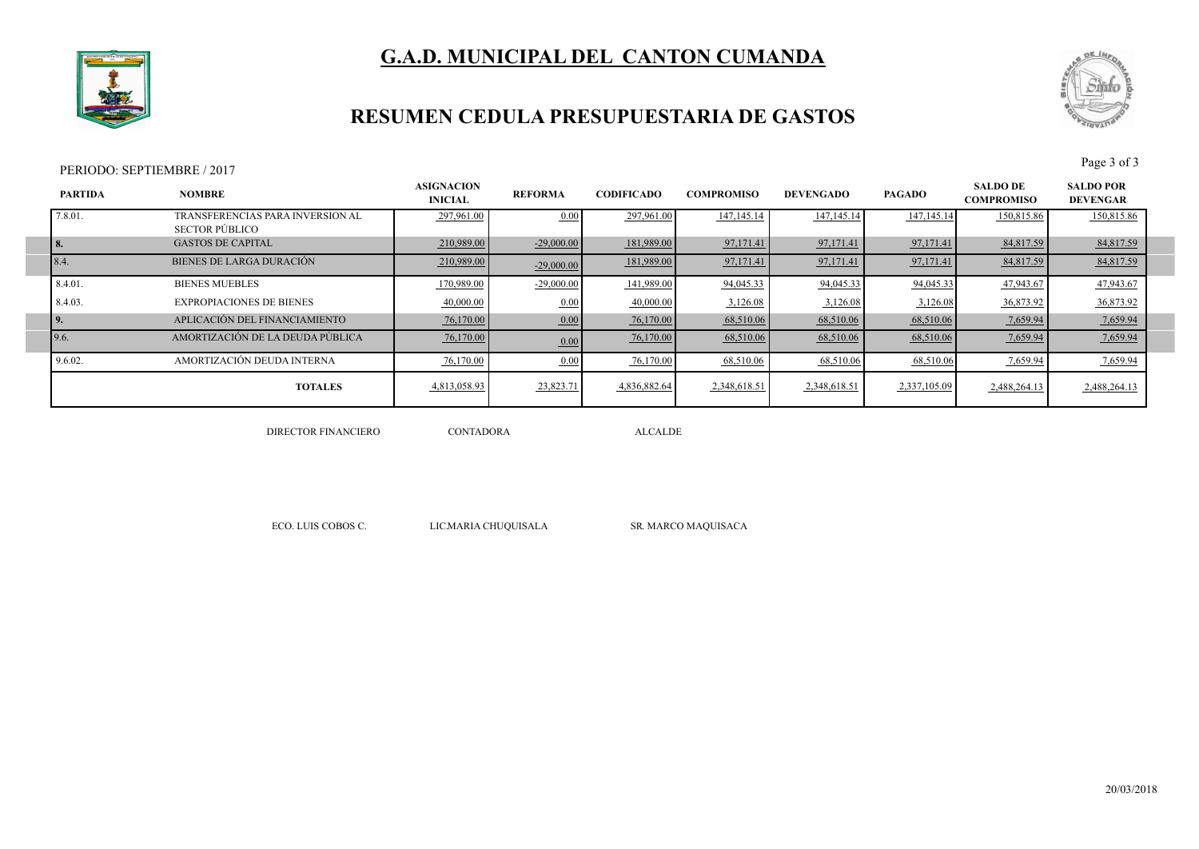# G.A.D. MUNICIPAL DEL CANTON CUMANDA

## RESUMEN CEDULA PRESUPUESTARIA DE GASTOS

PERIODO: SEPTIEMBRE / 2017

| PARTIDA | NOMBRE | ASIGNACION INICIAL | REFORMA | CODIFICADO | COMPROMISO | DEVENGADO | PAGADO | SALDO DE COMPROMISO | SALDO POR DEVENGAR |
|---|---|---|---|---|---|---|---|---|---|
| 7.8.01. | TRANSFERENCIAS PARA INVERSION AL SECTOR PÚBLICO | 297,961.00 | 0.00 | 297,961.00 | 147,145.14 | 147,145.14 | 147,145.14 | 150,815.86 | 150,815.86 |
| 8. | GASTOS DE CAPITAL | 210,989.00 | -29,000.00 | 181,989.00 | 97,171.41 | 97,171.41 | 97,171.41 | 84,817.59 | 84,817.59 |
| 8.4. | BIENES DE LARGA DURACIÓN | 210,989.00 | -29,000.00 | 181,989.00 | 97,171.41 | 97,171.41 | 97,171.41 | 84,817.59 | 84,817.59 |
| 8.4.01. | BIENES MUEBLES | 170,989.00 | -29,000.00 | 141,989.00 | 94,045.33 | 94,045.33 | 94,045.33 | 47,943.67 | 47,943.67 |
| 8.4.03. | EXPROPIACIONES DE BIENES | 40,000.00 | 0.00 | 40,000.00 | 3,126.08 | 3,126.08 | 3,126.08 | 36,873.92 | 36,873.92 |
| 9. | APLICACIÓN DEL FINANCIAMIENTO | 76,170.00 | 0.00 | 76,170.00 | 68,510.06 | 68,510.06 | 68,510.06 | 7,659.94 | 7,659.94 |
| 9.6. | AMORTIZACIÓN DE LA DEUDA PÚBLICA | 76,170.00 | 0.00 | 76,170.00 | 68,510.06 | 68,510.06 | 68,510.06 | 7,659.94 | 7,659.94 |
| 9.6.02. | AMORTIZACIÓN DEUDA INTERNA | 76,170.00 | 0.00 | 76,170.00 | 68,510.06 | 68,510.06 | 68,510.06 | 7,659.94 | 7,659.94 |
| | **TOTALES** | 4,813,058.93 | 23,823.71 | 4,836,882.64 | 2,348,618.51 | 2,348,618.51 | 2,337,105.09 | 2,488,264.13 | 2,488,264.13 |

DIRECTOR FINANCIERO — CONTADORA — ALCALDE

ECO. LUIS COBOS C. — LIC.MARIA CHUQUISALA — SR. MARCO MAQUISACA

20/03/2018